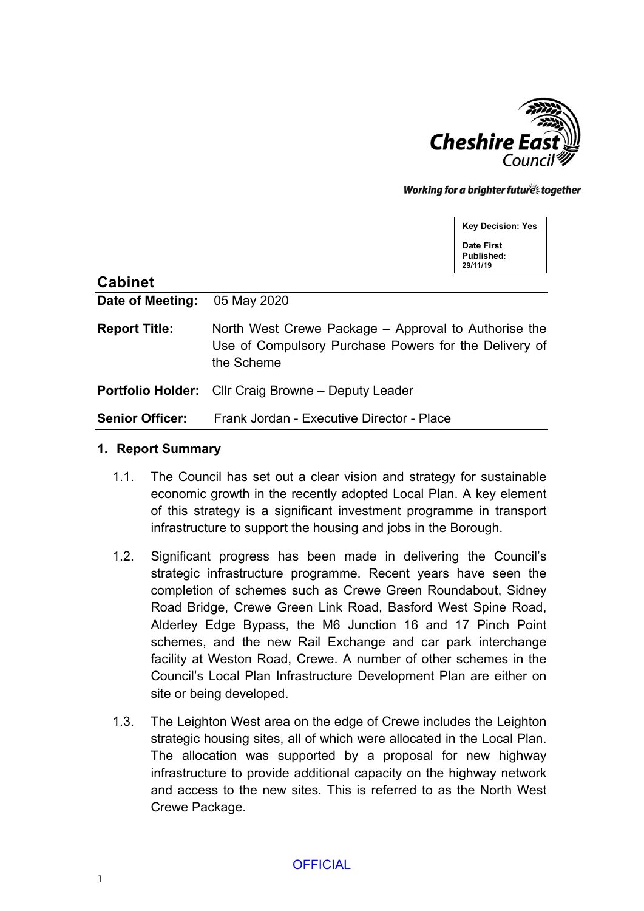Cheshire East Council

*Working for a brighter futures together*

**Key Decision: Yes**

**Date First Published: 29/11/19**

## Cabinet

| | |
|---|---|
| **Date of Meeting:** | 05 May 2020 |
| **Report Title:** | North West Crewe Package – Approval to Authorise the Use of Compulsory Purchase Powers for the Delivery of the Scheme |
| **Portfolio Holder:** | Cllr Craig Browne – Deputy Leader |
| **Senior Officer:** | Frank Jordan - Executive Director - Place |

### 1. Report Summary

1.1. The Council has set out a clear vision and strategy for sustainable economic growth in the recently adopted Local Plan. A key element of this strategy is a significant investment programme in transport infrastructure to support the housing and jobs in the Borough.

1.2. Significant progress has been made in delivering the Council's strategic infrastructure programme. Recent years have seen the completion of schemes such as Crewe Green Roundabout, Sidney Road Bridge, Crewe Green Link Road, Basford West Spine Road, Alderley Edge Bypass, the M6 Junction 16 and 17 Pinch Point schemes, and the new Rail Exchange and car park interchange facility at Weston Road, Crewe. A number of other schemes in the Council's Local Plan Infrastructure Development Plan are either on site or being developed.

1.3. The Leighton West area on the edge of Crewe includes the Leighton strategic housing sites, all of which were allocated in the Local Plan. The allocation was supported by a proposal for new highway infrastructure to provide additional capacity on the highway network and access to the new sites. This is referred to as the North West Crewe Package.

OFFICIAL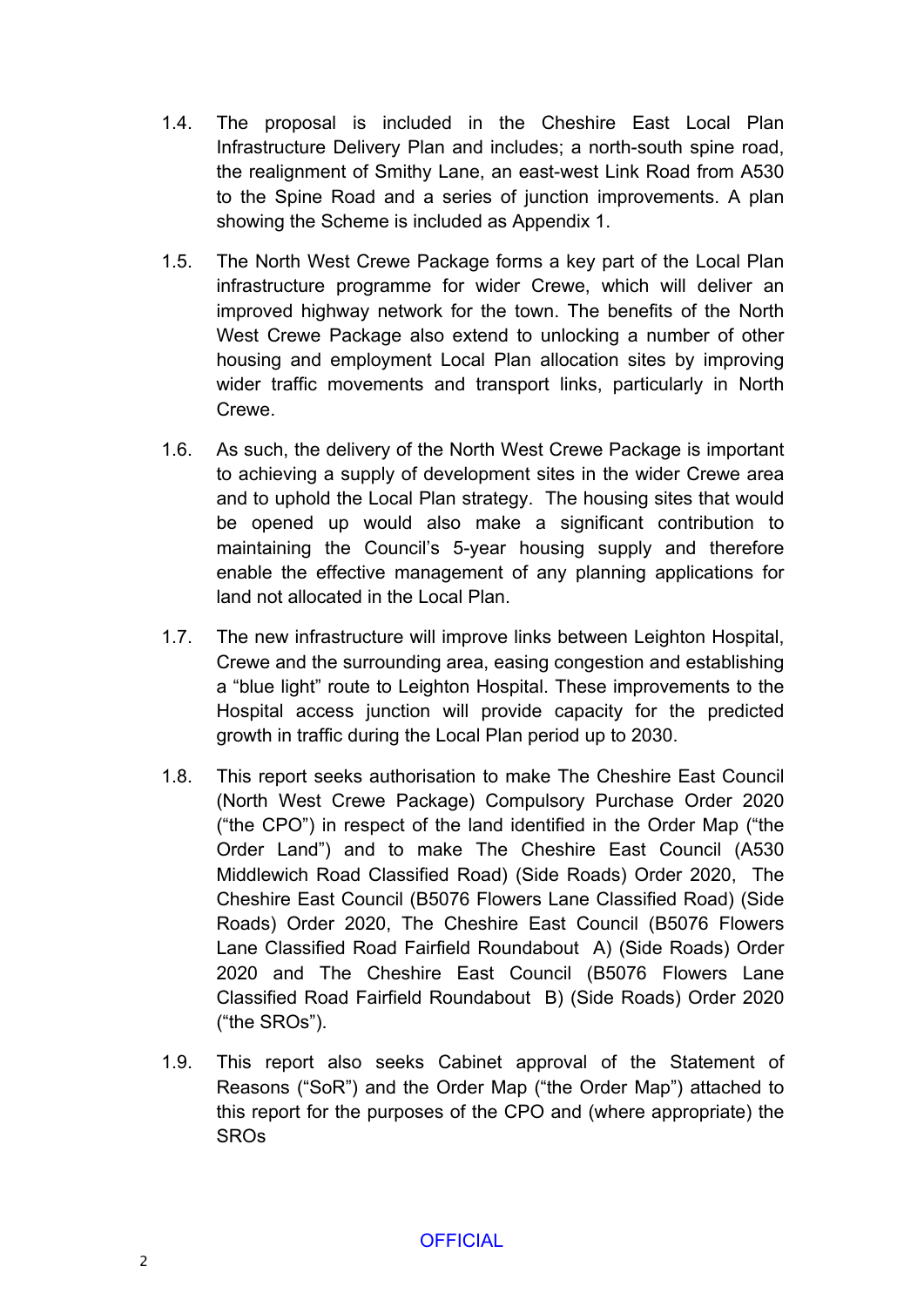1.4. The proposal is included in the Cheshire East Local Plan Infrastructure Delivery Plan and includes; a north-south spine road, the realignment of Smithy Lane, an east-west Link Road from A530 to the Spine Road and a series of junction improvements. A plan showing the Scheme is included as Appendix 1.

1.5. The North West Crewe Package forms a key part of the Local Plan infrastructure programme for wider Crewe, which will deliver an improved highway network for the town. The benefits of the North West Crewe Package also extend to unlocking a number of other housing and employment Local Plan allocation sites by improving wider traffic movements and transport links, particularly in North Crewe.

1.6. As such, the delivery of the North West Crewe Package is important to achieving a supply of development sites in the wider Crewe area and to uphold the Local Plan strategy. The housing sites that would be opened up would also make a significant contribution to maintaining the Council's 5-year housing supply and therefore enable the effective management of any planning applications for land not allocated in the Local Plan.

1.7. The new infrastructure will improve links between Leighton Hospital, Crewe and the surrounding area, easing congestion and establishing a "blue light" route to Leighton Hospital. These improvements to the Hospital access junction will provide capacity for the predicted growth in traffic during the Local Plan period up to 2030.

1.8. This report seeks authorisation to make The Cheshire East Council (North West Crewe Package) Compulsory Purchase Order 2020 ("the CPO") in respect of the land identified in the Order Map ("the Order Land") and to make The Cheshire East Council (A530 Middlewich Road Classified Road) (Side Roads) Order 2020, The Cheshire East Council (B5076 Flowers Lane Classified Road) (Side Roads) Order 2020, The Cheshire East Council (B5076 Flowers Lane Classified Road Fairfield Roundabout A) (Side Roads) Order 2020 and The Cheshire East Council (B5076 Flowers Lane Classified Road Fairfield Roundabout B) (Side Roads) Order 2020 ("the SROs").

1.9. This report also seeks Cabinet approval of the Statement of Reasons ("SoR") and the Order Map ("the Order Map") attached to this report for the purposes of the CPO and (where appropriate) the SROs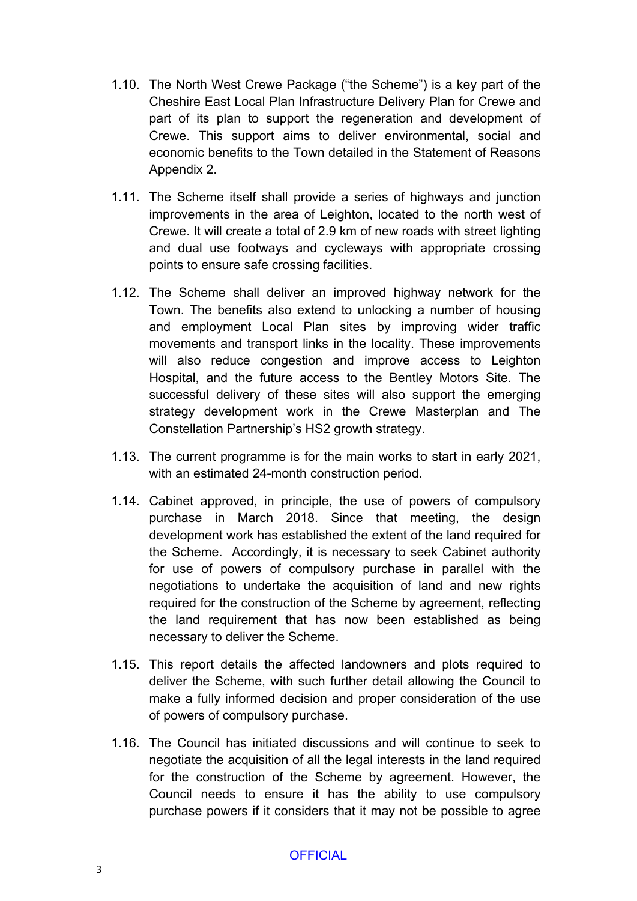1.10. The North West Crewe Package ("the Scheme") is a key part of the Cheshire East Local Plan Infrastructure Delivery Plan for Crewe and part of its plan to support the regeneration and development of Crewe. This support aims to deliver environmental, social and economic benefits to the Town detailed in the Statement of Reasons Appendix 2.

1.11. The Scheme itself shall provide a series of highways and junction improvements in the area of Leighton, located to the north west of Crewe. It will create a total of 2.9 km of new roads with street lighting and dual use footways and cycleways with appropriate crossing points to ensure safe crossing facilities.

1.12. The Scheme shall deliver an improved highway network for the Town. The benefits also extend to unlocking a number of housing and employment Local Plan sites by improving wider traffic movements and transport links in the locality. These improvements will also reduce congestion and improve access to Leighton Hospital, and the future access to the Bentley Motors Site. The successful delivery of these sites will also support the emerging strategy development work in the Crewe Masterplan and The Constellation Partnership's HS2 growth strategy.

1.13. The current programme is for the main works to start in early 2021, with an estimated 24-month construction period.

1.14. Cabinet approved, in principle, the use of powers of compulsory purchase in March 2018. Since that meeting, the design development work has established the extent of the land required for the Scheme. Accordingly, it is necessary to seek Cabinet authority for use of powers of compulsory purchase in parallel with the negotiations to undertake the acquisition of land and new rights required for the construction of the Scheme by agreement, reflecting the land requirement that has now been established as being necessary to deliver the Scheme.

1.15. This report details the affected landowners and plots required to deliver the Scheme, with such further detail allowing the Council to make a fully informed decision and proper consideration of the use of powers of compulsory purchase.

1.16. The Council has initiated discussions and will continue to seek to negotiate the acquisition of all the legal interests in the land required for the construction of the Scheme by agreement. However, the Council needs to ensure it has the ability to use compulsory purchase powers if it considers that it may not be possible to agree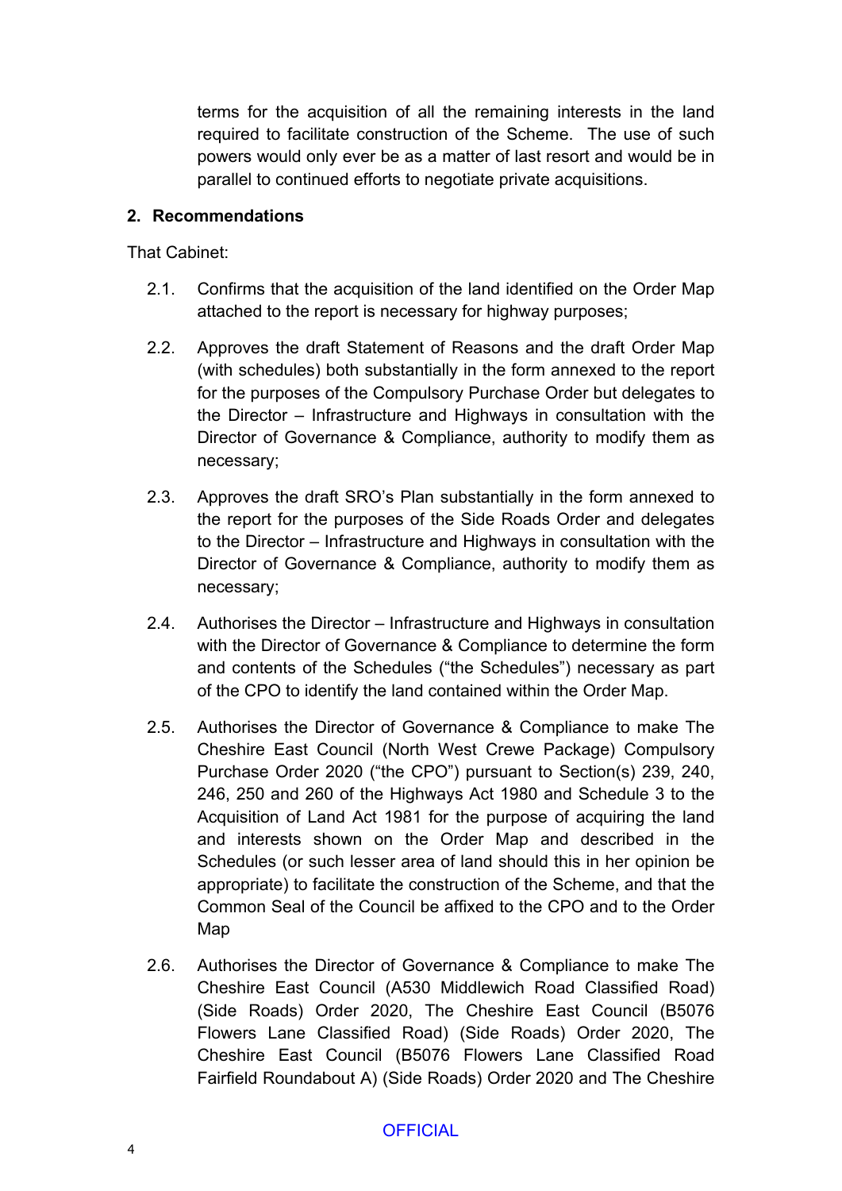terms for the acquisition of all the remaining interests in the land required to facilitate construction of the Scheme. The use of such powers would only ever be as a matter of last resort and would be in parallel to continued efforts to negotiate private acquisitions.

## 2. Recommendations

That Cabinet:

2.1. Confirms that the acquisition of the land identified on the Order Map attached to the report is necessary for highway purposes;

2.2. Approves the draft Statement of Reasons and the draft Order Map (with schedules) both substantially in the form annexed to the report for the purposes of the Compulsory Purchase Order but delegates to the Director – Infrastructure and Highways in consultation with the Director of Governance & Compliance, authority to modify them as necessary;

2.3. Approves the draft SRO's Plan substantially in the form annexed to the report for the purposes of the Side Roads Order and delegates to the Director – Infrastructure and Highways in consultation with the Director of Governance & Compliance, authority to modify them as necessary;

2.4. Authorises the Director – Infrastructure and Highways in consultation with the Director of Governance & Compliance to determine the form and contents of the Schedules ("the Schedules") necessary as part of the CPO to identify the land contained within the Order Map.

2.5. Authorises the Director of Governance & Compliance to make The Cheshire East Council (North West Crewe Package) Compulsory Purchase Order 2020 ("the CPO") pursuant to Section(s) 239, 240, 246, 250 and 260 of the Highways Act 1980 and Schedule 3 to the Acquisition of Land Act 1981 for the purpose of acquiring the land and interests shown on the Order Map and described in the Schedules (or such lesser area of land should this in her opinion be appropriate) to facilitate the construction of the Scheme, and that the Common Seal of the Council be affixed to the CPO and to the Order Map

2.6. Authorises the Director of Governance & Compliance to make The Cheshire East Council (A530 Middlewich Road Classified Road) (Side Roads) Order 2020, The Cheshire East Council (B5076 Flowers Lane Classified Road) (Side Roads) Order 2020, The Cheshire East Council (B5076 Flowers Lane Classified Road Fairfield Roundabout A) (Side Roads) Order 2020 and The Cheshire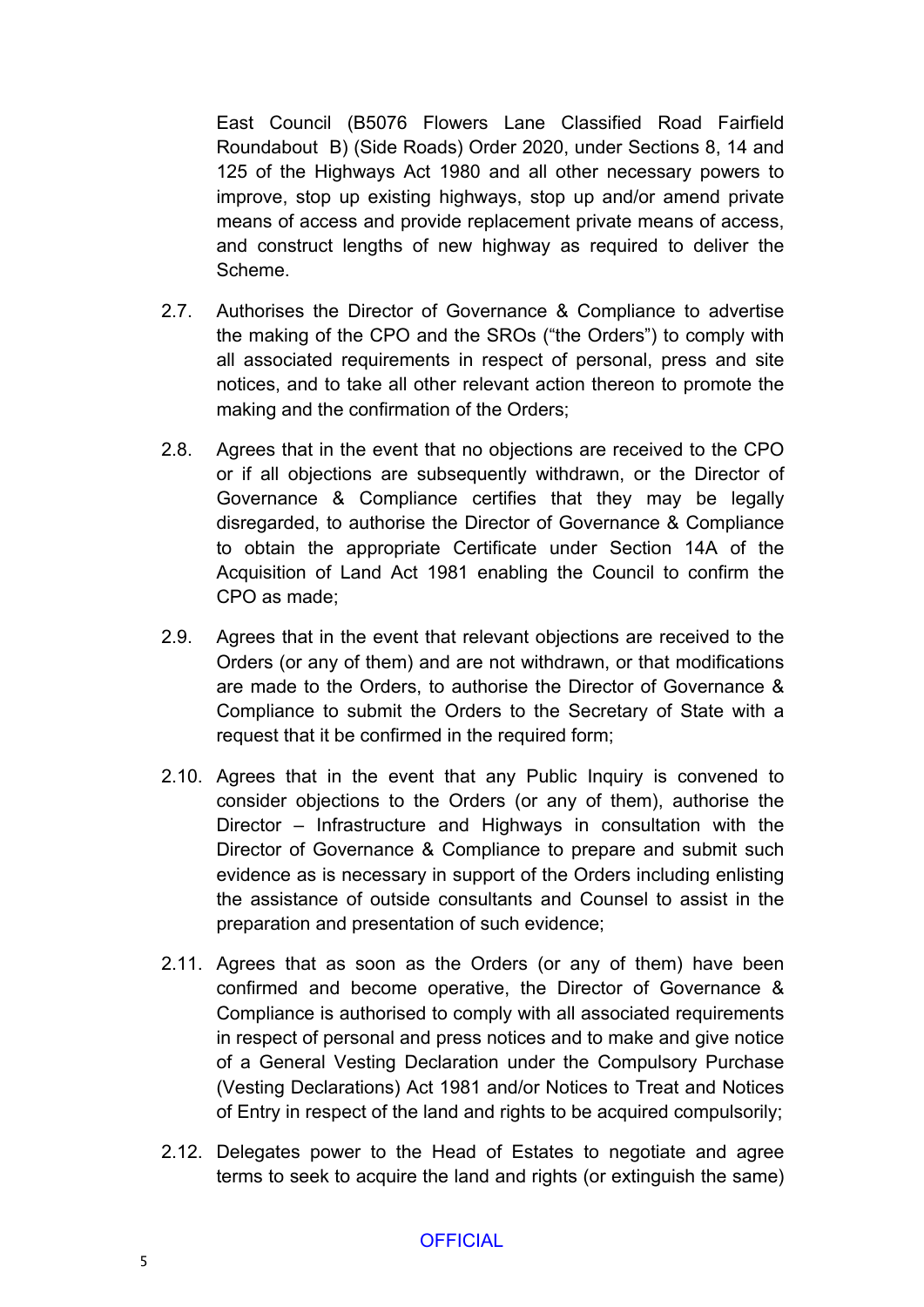East Council (B5076 Flowers Lane Classified Road Fairfield Roundabout B) (Side Roads) Order 2020, under Sections 8, 14 and 125 of the Highways Act 1980 and all other necessary powers to improve, stop up existing highways, stop up and/or amend private means of access and provide replacement private means of access, and construct lengths of new highway as required to deliver the Scheme.

2.7. Authorises the Director of Governance & Compliance to advertise the making of the CPO and the SROs ("the Orders") to comply with all associated requirements in respect of personal, press and site notices, and to take all other relevant action thereon to promote the making and the confirmation of the Orders;

2.8. Agrees that in the event that no objections are received to the CPO or if all objections are subsequently withdrawn, or the Director of Governance & Compliance certifies that they may be legally disregarded, to authorise the Director of Governance & Compliance to obtain the appropriate Certificate under Section 14A of the Acquisition of Land Act 1981 enabling the Council to confirm the CPO as made;

2.9. Agrees that in the event that relevant objections are received to the Orders (or any of them) and are not withdrawn, or that modifications are made to the Orders, to authorise the Director of Governance & Compliance to submit the Orders to the Secretary of State with a request that it be confirmed in the required form;

2.10. Agrees that in the event that any Public Inquiry is convened to consider objections to the Orders (or any of them), authorise the Director – Infrastructure and Highways in consultation with the Director of Governance & Compliance to prepare and submit such evidence as is necessary in support of the Orders including enlisting the assistance of outside consultants and Counsel to assist in the preparation and presentation of such evidence;

2.11. Agrees that as soon as the Orders (or any of them) have been confirmed and become operative, the Director of Governance & Compliance is authorised to comply with all associated requirements in respect of personal and press notices and to make and give notice of a General Vesting Declaration under the Compulsory Purchase (Vesting Declarations) Act 1981 and/or Notices to Treat and Notices of Entry in respect of the land and rights to be acquired compulsorily;

2.12. Delegates power to the Head of Estates to negotiate and agree terms to seek to acquire the land and rights (or extinguish the same)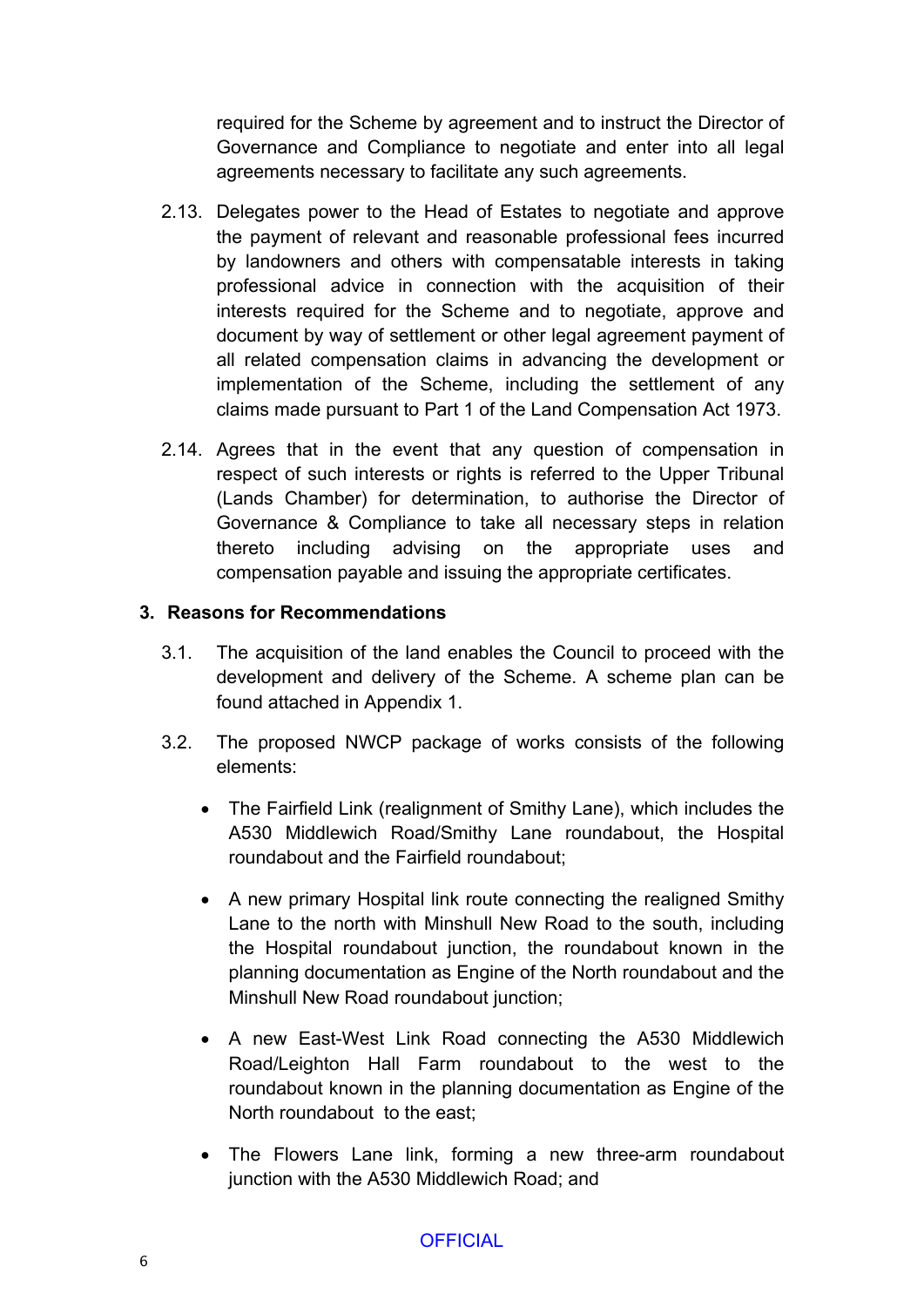required for the Scheme by agreement and to instruct the Director of Governance and Compliance to negotiate and enter into all legal agreements necessary to facilitate any such agreements.

2.13. Delegates power to the Head of Estates to negotiate and approve the payment of relevant and reasonable professional fees incurred by landowners and others with compensatable interests in taking professional advice in connection with the acquisition of their interests required for the Scheme and to negotiate, approve and document by way of settlement or other legal agreement payment of all related compensation claims in advancing the development or implementation of the Scheme, including the settlement of any claims made pursuant to Part 1 of the Land Compensation Act 1973.

2.14. Agrees that in the event that any question of compensation in respect of such interests or rights is referred to the Upper Tribunal (Lands Chamber) for determination, to authorise the Director of Governance & Compliance to take all necessary steps in relation thereto including advising on the appropriate uses and compensation payable and issuing the appropriate certificates.

## 3. Reasons for Recommendations

3.1. The acquisition of the land enables the Council to proceed with the development and delivery of the Scheme. A scheme plan can be found attached in Appendix 1.

3.2. The proposed NWCP package of works consists of the following elements:

- The Fairfield Link (realignment of Smithy Lane), which includes the A530 Middlewich Road/Smithy Lane roundabout, the Hospital roundabout and the Fairfield roundabout;
- A new primary Hospital link route connecting the realigned Smithy Lane to the north with Minshull New Road to the south, including the Hospital roundabout junction, the roundabout known in the planning documentation as Engine of the North roundabout and the Minshull New Road roundabout junction;
- A new East-West Link Road connecting the A530 Middlewich Road/Leighton Hall Farm roundabout to the west to the roundabout known in the planning documentation as Engine of the North roundabout to the east;
- The Flowers Lane link, forming a new three-arm roundabout junction with the A530 Middlewich Road; and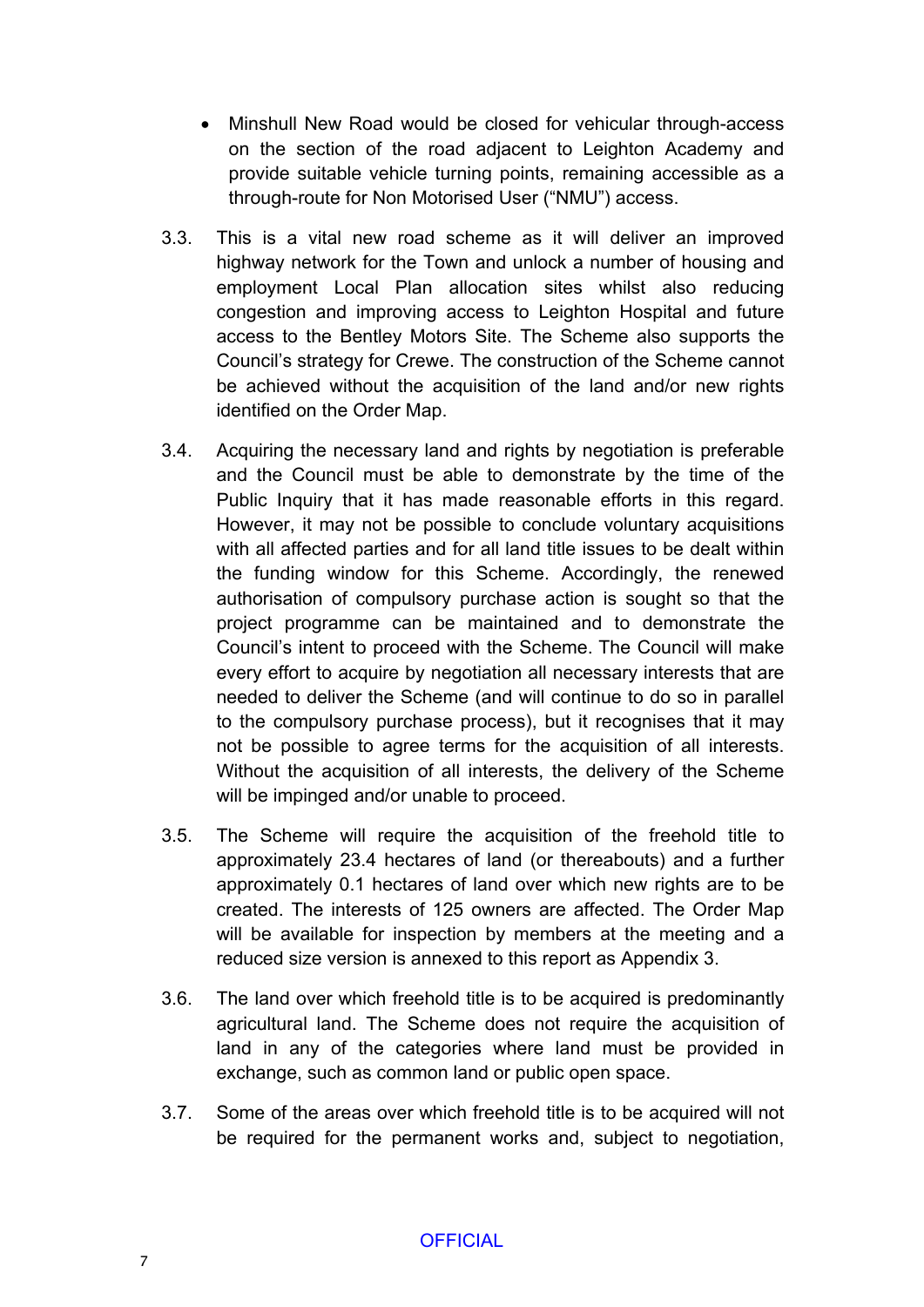- Minshull New Road would be closed for vehicular through-access on the section of the road adjacent to Leighton Academy and provide suitable vehicle turning points, remaining accessible as a through-route for Non Motorised User ("NMU") access.

3.3. This is a vital new road scheme as it will deliver an improved highway network for the Town and unlock a number of housing and employment Local Plan allocation sites whilst also reducing congestion and improving access to Leighton Hospital and future access to the Bentley Motors Site. The Scheme also supports the Council's strategy for Crewe. The construction of the Scheme cannot be achieved without the acquisition of the land and/or new rights identified on the Order Map.

3.4. Acquiring the necessary land and rights by negotiation is preferable and the Council must be able to demonstrate by the time of the Public Inquiry that it has made reasonable efforts in this regard. However, it may not be possible to conclude voluntary acquisitions with all affected parties and for all land title issues to be dealt within the funding window for this Scheme. Accordingly, the renewed authorisation of compulsory purchase action is sought so that the project programme can be maintained and to demonstrate the Council's intent to proceed with the Scheme. The Council will make every effort to acquire by negotiation all necessary interests that are needed to deliver the Scheme (and will continue to do so in parallel to the compulsory purchase process), but it recognises that it may not be possible to agree terms for the acquisition of all interests. Without the acquisition of all interests, the delivery of the Scheme will be impinged and/or unable to proceed.

3.5. The Scheme will require the acquisition of the freehold title to approximately 23.4 hectares of land (or thereabouts) and a further approximately 0.1 hectares of land over which new rights are to be created. The interests of 125 owners are affected. The Order Map will be available for inspection by members at the meeting and a reduced size version is annexed to this report as Appendix 3.

3.6. The land over which freehold title is to be acquired is predominantly agricultural land. The Scheme does not require the acquisition of land in any of the categories where land must be provided in exchange, such as common land or public open space.

3.7. Some of the areas over which freehold title is to be acquired will not be required for the permanent works and, subject to negotiation,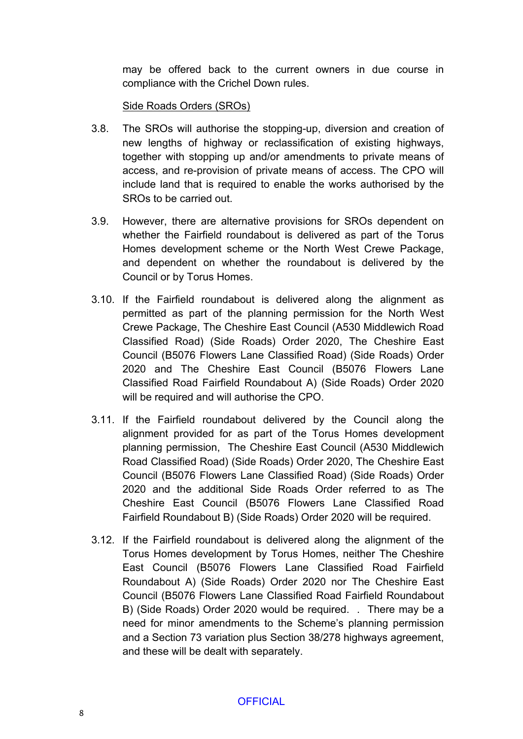may be offered back to the current owners in due course in compliance with the Crichel Down rules.

Side Roads Orders (SROs)

3.8. The SROs will authorise the stopping-up, diversion and creation of new lengths of highway or reclassification of existing highways, together with stopping up and/or amendments to private means of access, and re-provision of private means of access. The CPO will include land that is required to enable the works authorised by the SROs to be carried out.

3.9. However, there are alternative provisions for SROs dependent on whether the Fairfield roundabout is delivered as part of the Torus Homes development scheme or the North West Crewe Package, and dependent on whether the roundabout is delivered by the Council or by Torus Homes.

3.10. If the Fairfield roundabout is delivered along the alignment as permitted as part of the planning permission for the North West Crewe Package, The Cheshire East Council (A530 Middlewich Road Classified Road) (Side Roads) Order 2020, The Cheshire East Council (B5076 Flowers Lane Classified Road) (Side Roads) Order 2020 and The Cheshire East Council (B5076 Flowers Lane Classified Road Fairfield Roundabout A) (Side Roads) Order 2020 will be required and will authorise the CPO.

3.11. If the Fairfield roundabout delivered by the Council along the alignment provided for as part of the Torus Homes development planning permission, The Cheshire East Council (A530 Middlewich Road Classified Road) (Side Roads) Order 2020, The Cheshire East Council (B5076 Flowers Lane Classified Road) (Side Roads) Order 2020 and the additional Side Roads Order referred to as The Cheshire East Council (B5076 Flowers Lane Classified Road Fairfield Roundabout B) (Side Roads) Order 2020 will be required.

3.12. If the Fairfield roundabout is delivered along the alignment of the Torus Homes development by Torus Homes, neither The Cheshire East Council (B5076 Flowers Lane Classified Road Fairfield Roundabout A) (Side Roads) Order 2020 nor The Cheshire East Council (B5076 Flowers Lane Classified Road Fairfield Roundabout B) (Side Roads) Order 2020 would be required. . There may be a need for minor amendments to the Scheme's planning permission and a Section 73 variation plus Section 38/278 highways agreement, and these will be dealt with separately.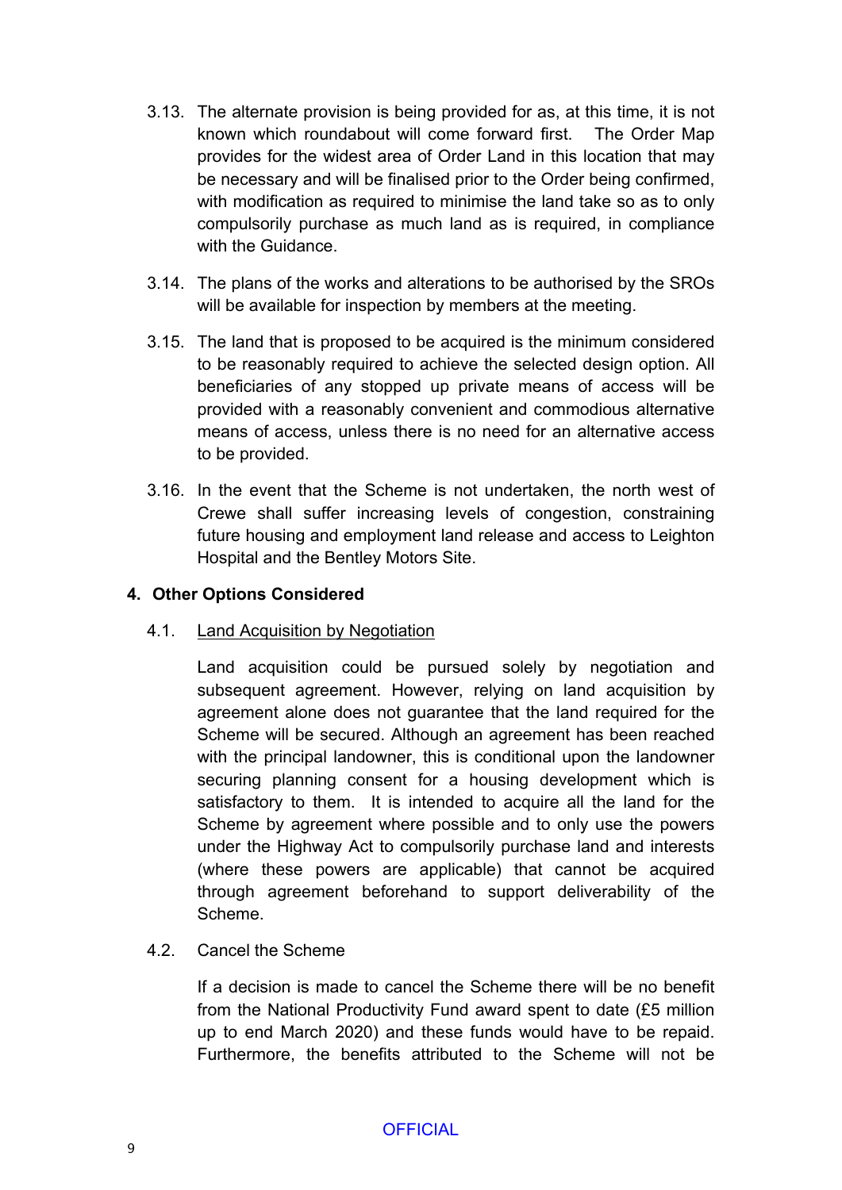3.13. The alternate provision is being provided for as, at this time, it is not known which roundabout will come forward first. The Order Map provides for the widest area of Order Land in this location that may be necessary and will be finalised prior to the Order being confirmed, with modification as required to minimise the land take so as to only compulsorily purchase as much land as is required, in compliance with the Guidance.

3.14. The plans of the works and alterations to be authorised by the SROs will be available for inspection by members at the meeting.

3.15. The land that is proposed to be acquired is the minimum considered to be reasonably required to achieve the selected design option. All beneficiaries of any stopped up private means of access will be provided with a reasonably convenient and commodious alternative means of access, unless there is no need for an alternative access to be provided.

3.16. In the event that the Scheme is not undertaken, the north west of Crewe shall suffer increasing levels of congestion, constraining future housing and employment land release and access to Leighton Hospital and the Bentley Motors Site.

## 4. Other Options Considered

4.1. Land Acquisition by Negotiation

Land acquisition could be pursued solely by negotiation and subsequent agreement. However, relying on land acquisition by agreement alone does not guarantee that the land required for the Scheme will be secured. Although an agreement has been reached with the principal landowner, this is conditional upon the landowner securing planning consent for a housing development which is satisfactory to them. It is intended to acquire all the land for the Scheme by agreement where possible and to only use the powers under the Highway Act to compulsorily purchase land and interests (where these powers are applicable) that cannot be acquired through agreement beforehand to support deliverability of the Scheme.

4.2. Cancel the Scheme

If a decision is made to cancel the Scheme there will be no benefit from the National Productivity Fund award spent to date (£5 million up to end March 2020) and these funds would have to be repaid. Furthermore, the benefits attributed to the Scheme will not be

OFFICIAL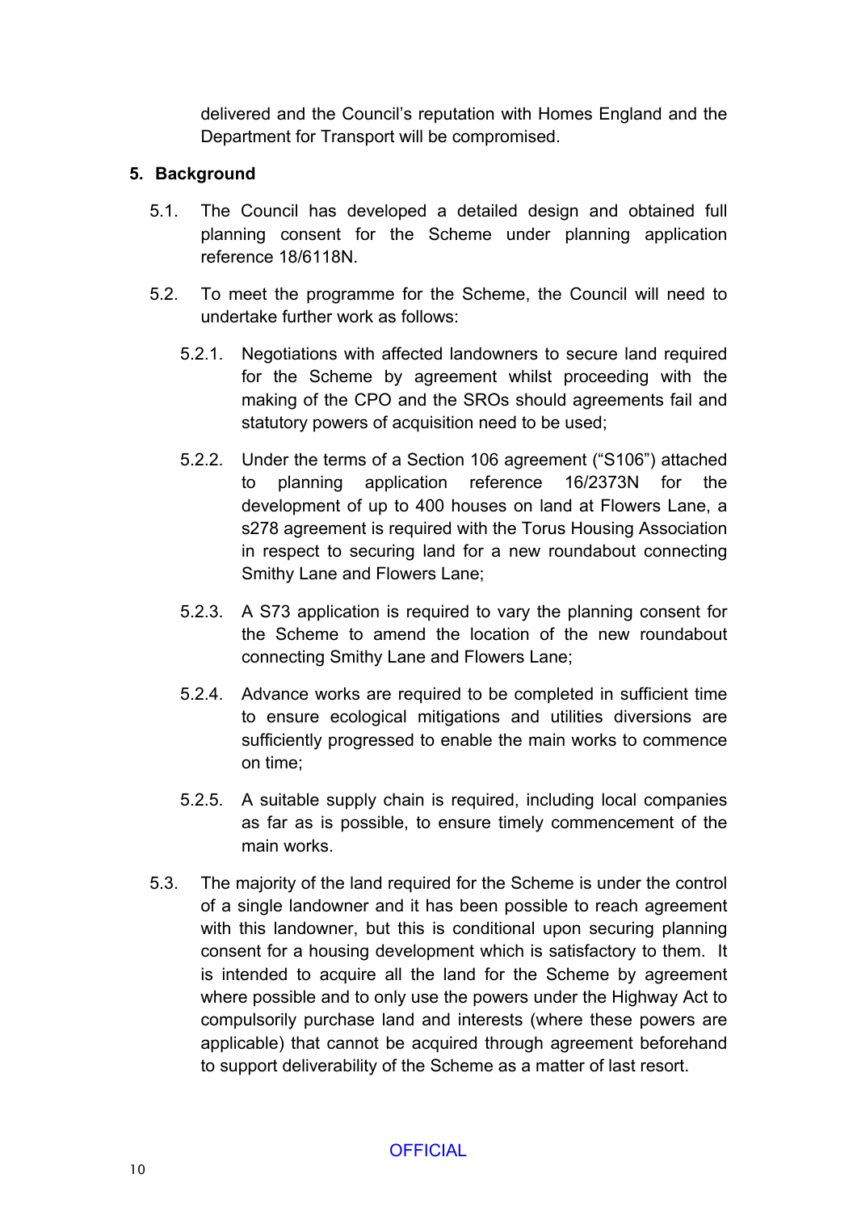delivered and the Council's reputation with Homes England and the Department for Transport will be compromised.

## 5. Background

5.1. The Council has developed a detailed design and obtained full planning consent for the Scheme under planning application reference 18/6118N.

5.2. To meet the programme for the Scheme, the Council will need to undertake further work as follows:

5.2.1. Negotiations with affected landowners to secure land required for the Scheme by agreement whilst proceeding with the making of the CPO and the SROs should agreements fail and statutory powers of acquisition need to be used;

5.2.2. Under the terms of a Section 106 agreement ("S106") attached to planning application reference 16/2373N for the development of up to 400 houses on land at Flowers Lane, a s278 agreement is required with the Torus Housing Association in respect to securing land for a new roundabout connecting Smithy Lane and Flowers Lane;

5.2.3. A S73 application is required to vary the planning consent for the Scheme to amend the location of the new roundabout connecting Smithy Lane and Flowers Lane;

5.2.4. Advance works are required to be completed in sufficient time to ensure ecological mitigations and utilities diversions are sufficiently progressed to enable the main works to commence on time;

5.2.5. A suitable supply chain is required, including local companies as far as is possible, to ensure timely commencement of the main works.

5.3. The majority of the land required for the Scheme is under the control of a single landowner and it has been possible to reach agreement with this landowner, but this is conditional upon securing planning consent for a housing development which is satisfactory to them. It is intended to acquire all the land for the Scheme by agreement where possible and to only use the powers under the Highway Act to compulsorily purchase land and interests (where these powers are applicable) that cannot be acquired through agreement beforehand to support deliverability of the Scheme as a matter of last resort.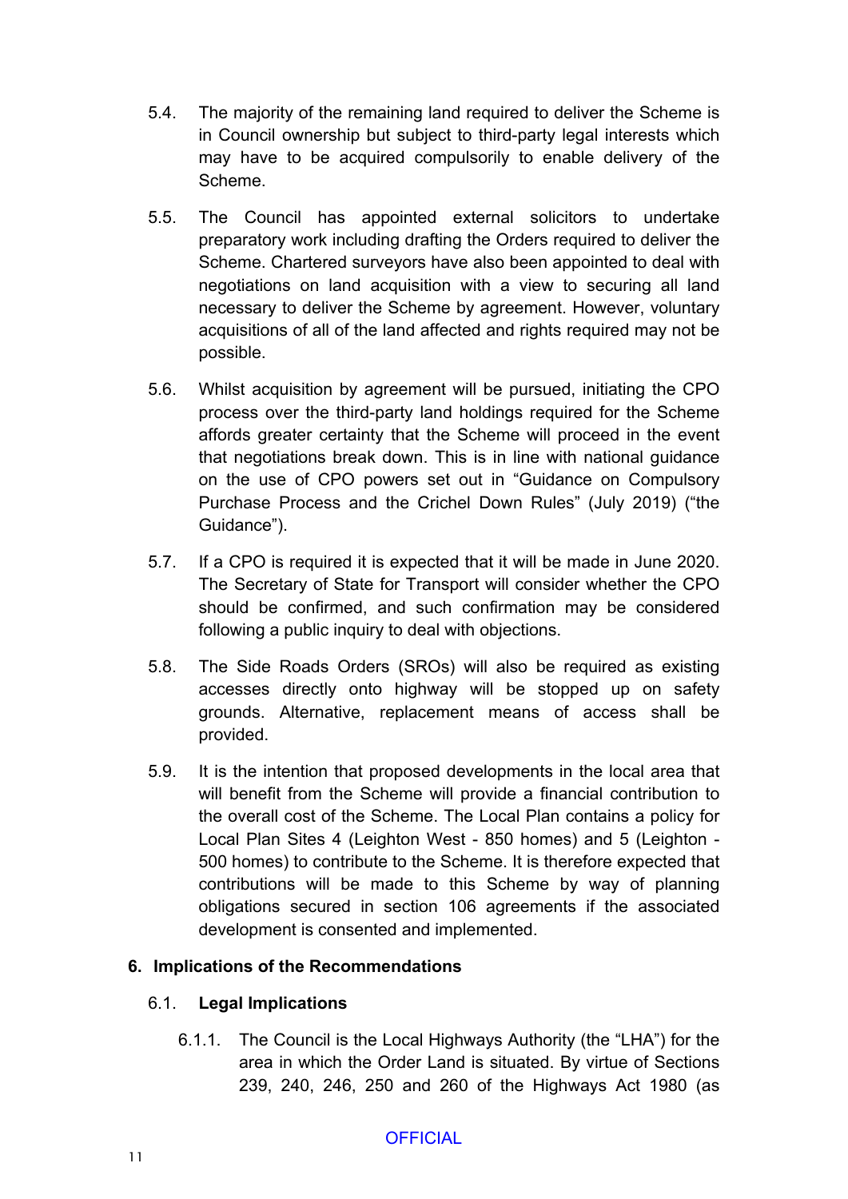5.4. The majority of the remaining land required to deliver the Scheme is in Council ownership but subject to third-party legal interests which may have to be acquired compulsorily to enable delivery of the Scheme.

5.5. The Council has appointed external solicitors to undertake preparatory work including drafting the Orders required to deliver the Scheme. Chartered surveyors have also been appointed to deal with negotiations on land acquisition with a view to securing all land necessary to deliver the Scheme by agreement. However, voluntary acquisitions of all of the land affected and rights required may not be possible.

5.6. Whilst acquisition by agreement will be pursued, initiating the CPO process over the third-party land holdings required for the Scheme affords greater certainty that the Scheme will proceed in the event that negotiations break down. This is in line with national guidance on the use of CPO powers set out in "Guidance on Compulsory Purchase Process and the Crichel Down Rules" (July 2019) ("the Guidance").

5.7. If a CPO is required it is expected that it will be made in June 2020. The Secretary of State for Transport will consider whether the CPO should be confirmed, and such confirmation may be considered following a public inquiry to deal with objections.

5.8. The Side Roads Orders (SROs) will also be required as existing accesses directly onto highway will be stopped up on safety grounds. Alternative, replacement means of access shall be provided.

5.9. It is the intention that proposed developments in the local area that will benefit from the Scheme will provide a financial contribution to the overall cost of the Scheme. The Local Plan contains a policy for Local Plan Sites 4 (Leighton West - 850 homes) and 5 (Leighton - 500 homes) to contribute to the Scheme. It is therefore expected that contributions will be made to this Scheme by way of planning obligations secured in section 106 agreements if the associated development is consented and implemented.

## 6. Implications of the Recommendations

### 6.1. Legal Implications

6.1.1. The Council is the Local Highways Authority (the "LHA") for the area in which the Order Land is situated. By virtue of Sections 239, 240, 246, 250 and 260 of the Highways Act 1980 (as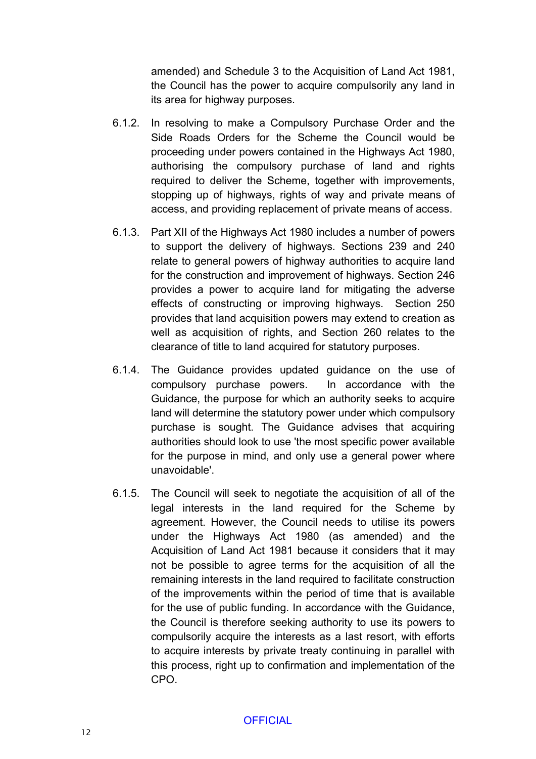amended) and Schedule 3 to the Acquisition of Land Act 1981, the Council has the power to acquire compulsorily any land in its area for highway purposes.

6.1.2. In resolving to make a Compulsory Purchase Order and the Side Roads Orders for the Scheme the Council would be proceeding under powers contained in the Highways Act 1980, authorising the compulsory purchase of land and rights required to deliver the Scheme, together with improvements, stopping up of highways, rights of way and private means of access, and providing replacement of private means of access.

6.1.3. Part XII of the Highways Act 1980 includes a number of powers to support the delivery of highways. Sections 239 and 240 relate to general powers of highway authorities to acquire land for the construction and improvement of highways. Section 246 provides a power to acquire land for mitigating the adverse effects of constructing or improving highways. Section 250 provides that land acquisition powers may extend to creation as well as acquisition of rights, and Section 260 relates to the clearance of title to land acquired for statutory purposes.

6.1.4. The Guidance provides updated guidance on the use of compulsory purchase powers. In accordance with the Guidance, the purpose for which an authority seeks to acquire land will determine the statutory power under which compulsory purchase is sought. The Guidance advises that acquiring authorities should look to use 'the most specific power available for the purpose in mind, and only use a general power where unavoidable'.

6.1.5. The Council will seek to negotiate the acquisition of all of the legal interests in the land required for the Scheme by agreement. However, the Council needs to utilise its powers under the Highways Act 1980 (as amended) and the Acquisition of Land Act 1981 because it considers that it may not be possible to agree terms for the acquisition of all the remaining interests in the land required to facilitate construction of the improvements within the period of time that is available for the use of public funding. In accordance with the Guidance, the Council is therefore seeking authority to use its powers to compulsorily acquire the interests as a last resort, with efforts to acquire interests by private treaty continuing in parallel with this process, right up to confirmation and implementation of the CPO.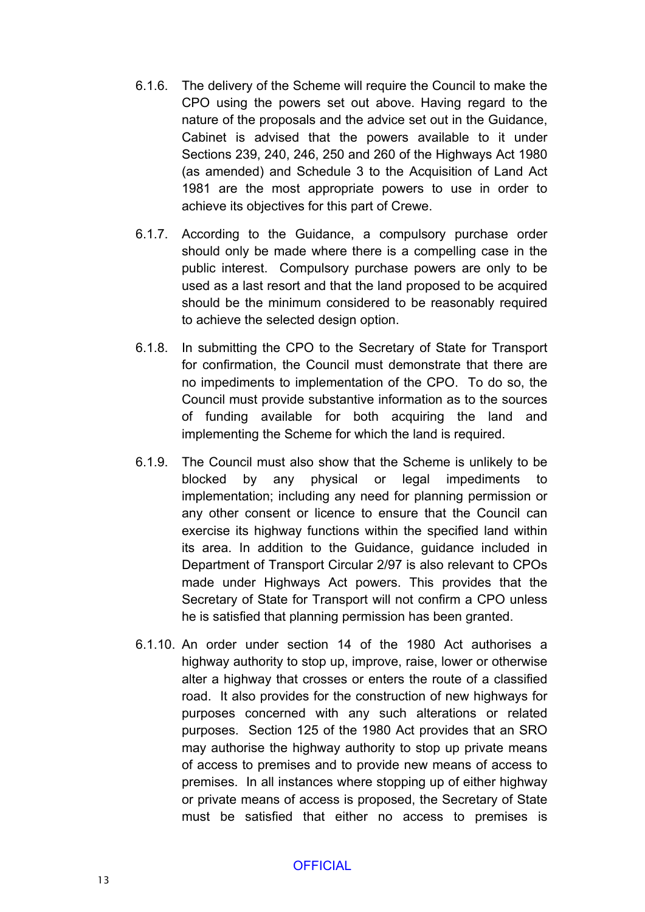6.1.6. The delivery of the Scheme will require the Council to make the CPO using the powers set out above. Having regard to the nature of the proposals and the advice set out in the Guidance, Cabinet is advised that the powers available to it under Sections 239, 240, 246, 250 and 260 of the Highways Act 1980 (as amended) and Schedule 3 to the Acquisition of Land Act 1981 are the most appropriate powers to use in order to achieve its objectives for this part of Crewe.

6.1.7. According to the Guidance, a compulsory purchase order should only be made where there is a compelling case in the public interest. Compulsory purchase powers are only to be used as a last resort and that the land proposed to be acquired should be the minimum considered to be reasonably required to achieve the selected design option.

6.1.8. In submitting the CPO to the Secretary of State for Transport for confirmation, the Council must demonstrate that there are no impediments to implementation of the CPO. To do so, the Council must provide substantive information as to the sources of funding available for both acquiring the land and implementing the Scheme for which the land is required.

6.1.9. The Council must also show that the Scheme is unlikely to be blocked by any physical or legal impediments to implementation; including any need for planning permission or any other consent or licence to ensure that the Council can exercise its highway functions within the specified land within its area. In addition to the Guidance, guidance included in Department of Transport Circular 2/97 is also relevant to CPOs made under Highways Act powers. This provides that the Secretary of State for Transport will not confirm a CPO unless he is satisfied that planning permission has been granted.

6.1.10. An order under section 14 of the 1980 Act authorises a highway authority to stop up, improve, raise, lower or otherwise alter a highway that crosses or enters the route of a classified road. It also provides for the construction of new highways for purposes concerned with any such alterations or related purposes. Section 125 of the 1980 Act provides that an SRO may authorise the highway authority to stop up private means of access to premises and to provide new means of access to premises. In all instances where stopping up of either highway or private means of access is proposed, the Secretary of State must be satisfied that either no access to premises is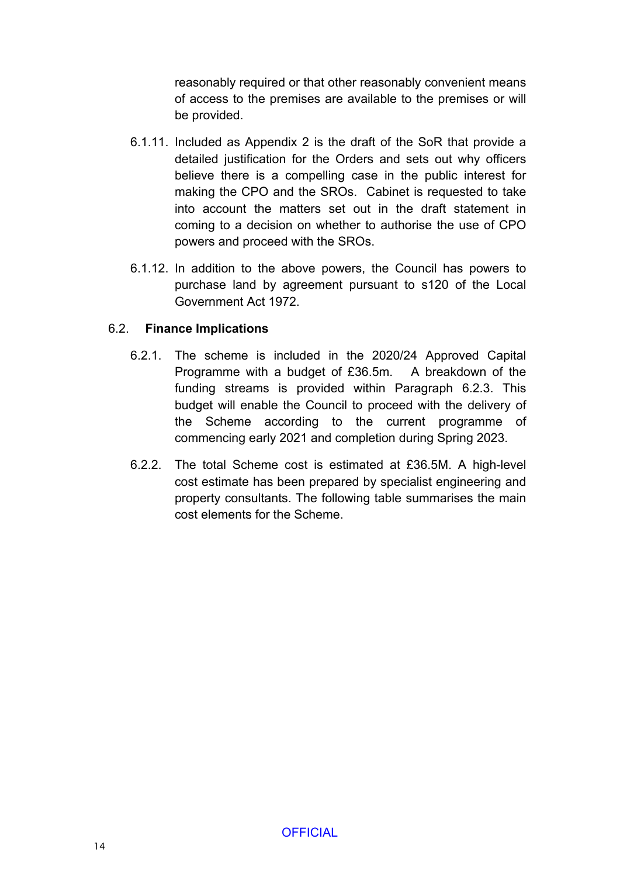reasonably required or that other reasonably convenient means of access to the premises are available to the premises or will be provided.

6.1.11. Included as Appendix 2 is the draft of the SoR that provide a detailed justification for the Orders and sets out why officers believe there is a compelling case in the public interest for making the CPO and the SROs. Cabinet is requested to take into account the matters set out in the draft statement in coming to a decision on whether to authorise the use of CPO powers and proceed with the SROs.

6.1.12. In addition to the above powers, the Council has powers to purchase land by agreement pursuant to s120 of the Local Government Act 1972.

6.2. **Finance Implications**

6.2.1. The scheme is included in the 2020/24 Approved Capital Programme with a budget of £36.5m. A breakdown of the funding streams is provided within Paragraph 6.2.3. This budget will enable the Council to proceed with the delivery of the Scheme according to the current programme of commencing early 2021 and completion during Spring 2023.

6.2.2. The total Scheme cost is estimated at £36.5M. A high-level cost estimate has been prepared by specialist engineering and property consultants. The following table summarises the main cost elements for the Scheme.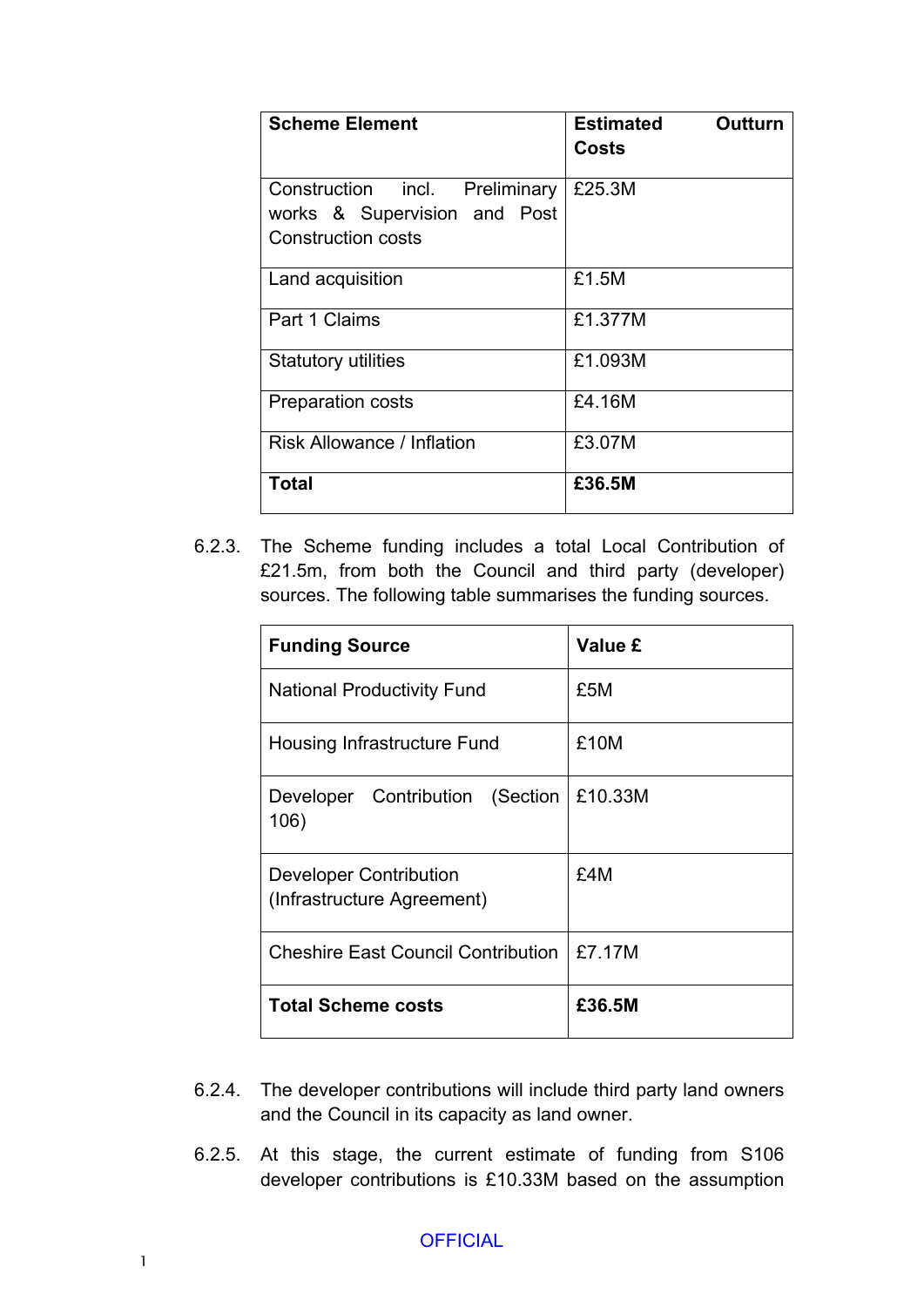| Scheme Element | Estimated Outturn Costs |
|---|---|
| Construction incl. Preliminary works & Supervision and Post Construction costs | £25.3M |
| Land acquisition | £1.5M |
| Part 1 Claims | £1.377M |
| Statutory utilities | £1.093M |
| Preparation costs | £4.16M |
| Risk Allowance / Inflation | £3.07M |
| **Total** | **£36.5M** |

6.2.3. The Scheme funding includes a total Local Contribution of £21.5m, from both the Council and third party (developer) sources. The following table summarises the funding sources.

| Funding Source | Value £ |
|---|---|
| National Productivity Fund | £5M |
| Housing Infrastructure Fund | £10M |
| Developer Contribution (Section 106) | £10.33M |
| Developer Contribution (Infrastructure Agreement) | £4M |
| Cheshire East Council Contribution | £7.17M |
| **Total Scheme costs** | **£36.5M** |

6.2.4. The developer contributions will include third party land owners and the Council in its capacity as land owner.

6.2.5. At this stage, the current estimate of funding from S106 developer contributions is £10.33M based on the assumption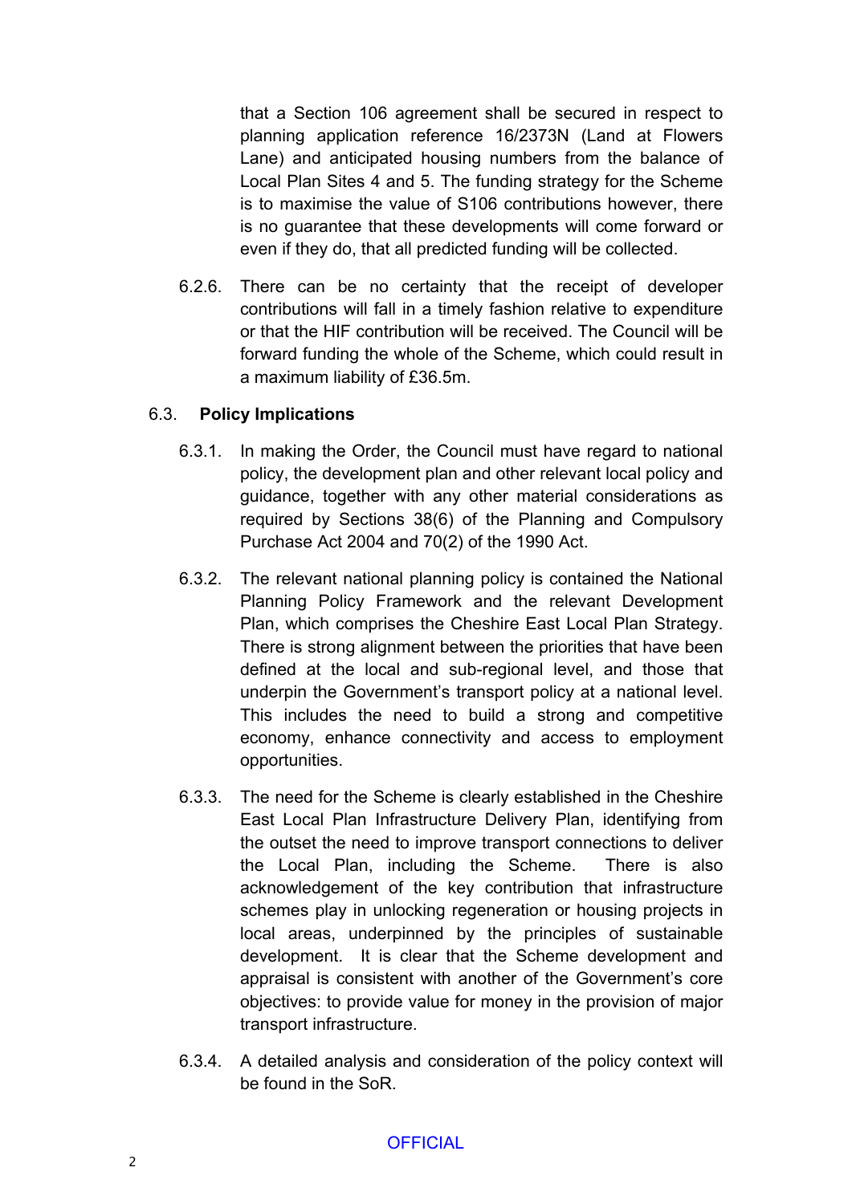that a Section 106 agreement shall be secured in respect to planning application reference 16/2373N (Land at Flowers Lane) and anticipated housing numbers from the balance of Local Plan Sites 4 and 5. The funding strategy for the Scheme is to maximise the value of S106 contributions however, there is no guarantee that these developments will come forward or even if they do, that all predicted funding will be collected.

6.2.6. There can be no certainty that the receipt of developer contributions will fall in a timely fashion relative to expenditure or that the HIF contribution will be received. The Council will be forward funding the whole of the Scheme, which could result in a maximum liability of £36.5m.

## 6.3. **Policy Implications**

6.3.1. In making the Order, the Council must have regard to national policy, the development plan and other relevant local policy and guidance, together with any other material considerations as required by Sections 38(6) of the Planning and Compulsory Purchase Act 2004 and 70(2) of the 1990 Act.

6.3.2. The relevant national planning policy is contained the National Planning Policy Framework and the relevant Development Plan, which comprises the Cheshire East Local Plan Strategy. There is strong alignment between the priorities that have been defined at the local and sub-regional level, and those that underpin the Government's transport policy at a national level. This includes the need to build a strong and competitive economy, enhance connectivity and access to employment opportunities.

6.3.3. The need for the Scheme is clearly established in the Cheshire East Local Plan Infrastructure Delivery Plan, identifying from the outset the need to improve transport connections to deliver the Local Plan, including the Scheme. There is also acknowledgement of the key contribution that infrastructure schemes play in unlocking regeneration or housing projects in local areas, underpinned by the principles of sustainable development. It is clear that the Scheme development and appraisal is consistent with another of the Government's core objectives: to provide value for money in the provision of major transport infrastructure.

6.3.4. A detailed analysis and consideration of the policy context will be found in the SoR.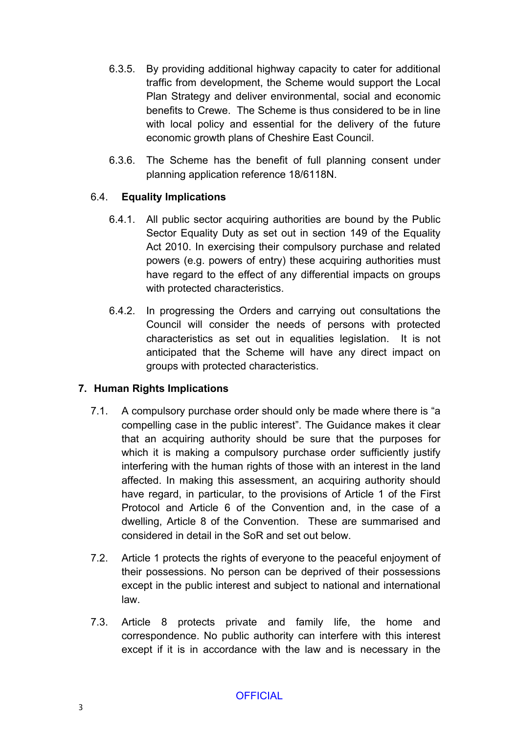6.3.5. By providing additional highway capacity to cater for additional traffic from development, the Scheme would support the Local Plan Strategy and deliver environmental, social and economic benefits to Crewe. The Scheme is thus considered to be in line with local policy and essential for the delivery of the future economic growth plans of Cheshire East Council.

6.3.6. The Scheme has the benefit of full planning consent under planning application reference 18/6118N.

### 6.4. Equality Implications

6.4.1. All public sector acquiring authorities are bound by the Public Sector Equality Duty as set out in section 149 of the Equality Act 2010. In exercising their compulsory purchase and related powers (e.g. powers of entry) these acquiring authorities must have regard to the effect of any differential impacts on groups with protected characteristics.

6.4.2. In progressing the Orders and carrying out consultations the Council will consider the needs of persons with protected characteristics as set out in equalities legislation. It is not anticipated that the Scheme will have any direct impact on groups with protected characteristics.

## 7. Human Rights Implications

7.1. A compulsory purchase order should only be made where there is "a compelling case in the public interest". The Guidance makes it clear that an acquiring authority should be sure that the purposes for which it is making a compulsory purchase order sufficiently justify interfering with the human rights of those with an interest in the land affected. In making this assessment, an acquiring authority should have regard, in particular, to the provisions of Article 1 of the First Protocol and Article 6 of the Convention and, in the case of a dwelling, Article 8 of the Convention. These are summarised and considered in detail in the SoR and set out below.

7.2. Article 1 protects the rights of everyone to the peaceful enjoyment of their possessions. No person can be deprived of their possessions except in the public interest and subject to national and international law.

7.3. Article 8 protects private and family life, the home and correspondence. No public authority can interfere with this interest except if it is in accordance with the law and is necessary in the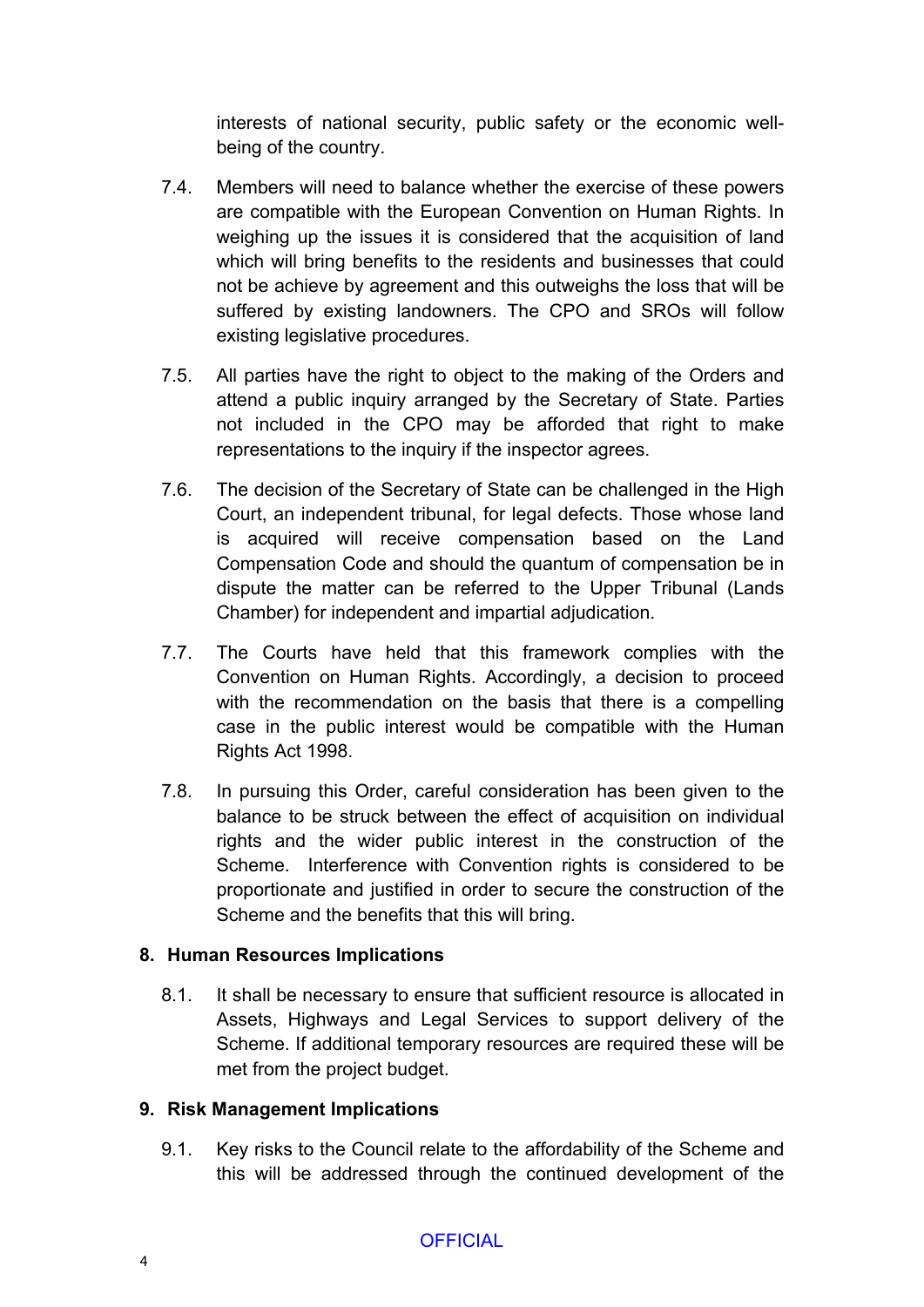interests of national security, public safety or the economic well-being of the country.

7.4. Members will need to balance whether the exercise of these powers are compatible with the European Convention on Human Rights. In weighing up the issues it is considered that the acquisition of land which will bring benefits to the residents and businesses that could not be achieve by agreement and this outweighs the loss that will be suffered by existing landowners. The CPO and SROs will follow existing legislative procedures.

7.5. All parties have the right to object to the making of the Orders and attend a public inquiry arranged by the Secretary of State. Parties not included in the CPO may be afforded that right to make representations to the inquiry if the inspector agrees.

7.6. The decision of the Secretary of State can be challenged in the High Court, an independent tribunal, for legal defects. Those whose land is acquired will receive compensation based on the Land Compensation Code and should the quantum of compensation be in dispute the matter can be referred to the Upper Tribunal (Lands Chamber) for independent and impartial adjudication.

7.7. The Courts have held that this framework complies with the Convention on Human Rights. Accordingly, a decision to proceed with the recommendation on the basis that there is a compelling case in the public interest would be compatible with the Human Rights Act 1998.

7.8. In pursuing this Order, careful consideration has been given to the balance to be struck between the effect of acquisition on individual rights and the wider public interest in the construction of the Scheme. Interference with Convention rights is considered to be proportionate and justified in order to secure the construction of the Scheme and the benefits that this will bring.

## 8. Human Resources Implications

8.1. It shall be necessary to ensure that sufficient resource is allocated in Assets, Highways and Legal Services to support delivery of the Scheme. If additional temporary resources are required these will be met from the project budget.

## 9. Risk Management Implications

9.1. Key risks to the Council relate to the affordability of the Scheme and this will be addressed through the continued development of the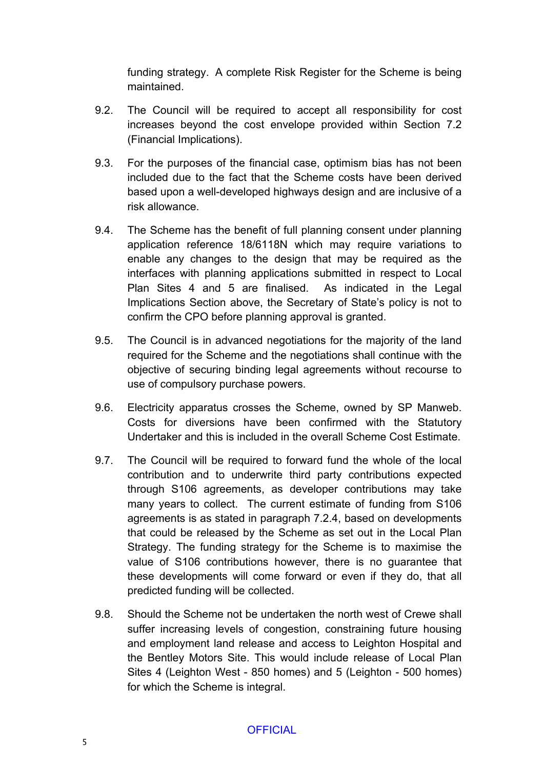funding strategy. A complete Risk Register for the Scheme is being maintained.

9.2. The Council will be required to accept all responsibility for cost increases beyond the cost envelope provided within Section 7.2 (Financial Implications).

9.3. For the purposes of the financial case, optimism bias has not been included due to the fact that the Scheme costs have been derived based upon a well-developed highways design and are inclusive of a risk allowance.

9.4. The Scheme has the benefit of full planning consent under planning application reference 18/6118N which may require variations to enable any changes to the design that may be required as the interfaces with planning applications submitted in respect to Local Plan Sites 4 and 5 are finalised. As indicated in the Legal Implications Section above, the Secretary of State's policy is not to confirm the CPO before planning approval is granted.

9.5. The Council is in advanced negotiations for the majority of the land required for the Scheme and the negotiations shall continue with the objective of securing binding legal agreements without recourse to use of compulsory purchase powers.

9.6. Electricity apparatus crosses the Scheme, owned by SP Manweb. Costs for diversions have been confirmed with the Statutory Undertaker and this is included in the overall Scheme Cost Estimate.

9.7. The Council will be required to forward fund the whole of the local contribution and to underwrite third party contributions expected through S106 agreements, as developer contributions may take many years to collect. The current estimate of funding from S106 agreements is as stated in paragraph 7.2.4, based on developments that could be released by the Scheme as set out in the Local Plan Strategy. The funding strategy for the Scheme is to maximise the value of S106 contributions however, there is no guarantee that these developments will come forward or even if they do, that all predicted funding will be collected.

9.8. Should the Scheme not be undertaken the north west of Crewe shall suffer increasing levels of congestion, constraining future housing and employment land release and access to Leighton Hospital and the Bentley Motors Site. This would include release of Local Plan Sites 4 (Leighton West - 850 homes) and 5 (Leighton - 500 homes) for which the Scheme is integral.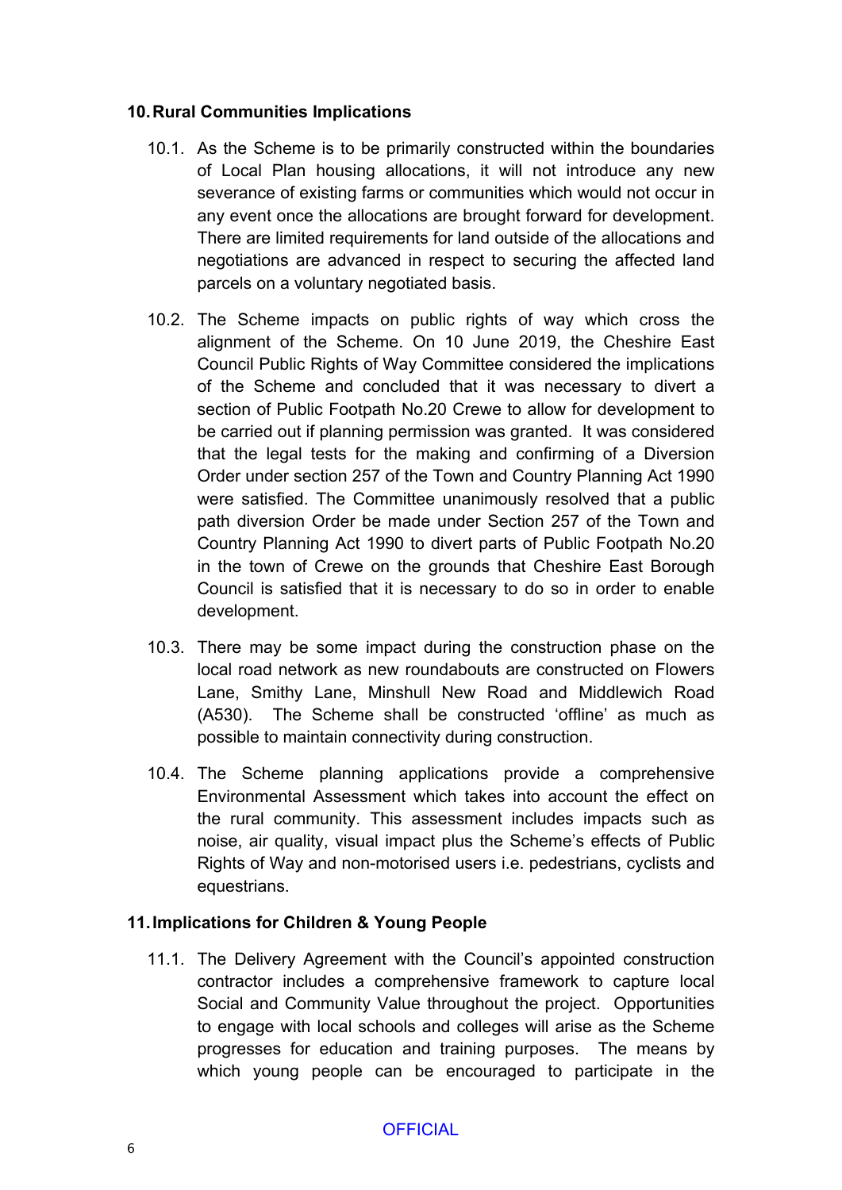## 10. Rural Communities Implications

10.1. As the Scheme is to be primarily constructed within the boundaries of Local Plan housing allocations, it will not introduce any new severance of existing farms or communities which would not occur in any event once the allocations are brought forward for development. There are limited requirements for land outside of the allocations and negotiations are advanced in respect to securing the affected land parcels on a voluntary negotiated basis.

10.2. The Scheme impacts on public rights of way which cross the alignment of the Scheme. On 10 June 2019, the Cheshire East Council Public Rights of Way Committee considered the implications of the Scheme and concluded that it was necessary to divert a section of Public Footpath No.20 Crewe to allow for development to be carried out if planning permission was granted. It was considered that the legal tests for the making and confirming of a Diversion Order under section 257 of the Town and Country Planning Act 1990 were satisfied. The Committee unanimously resolved that a public path diversion Order be made under Section 257 of the Town and Country Planning Act 1990 to divert parts of Public Footpath No.20 in the town of Crewe on the grounds that Cheshire East Borough Council is satisfied that it is necessary to do so in order to enable development.

10.3. There may be some impact during the construction phase on the local road network as new roundabouts are constructed on Flowers Lane, Smithy Lane, Minshull New Road and Middlewich Road (A530). The Scheme shall be constructed 'offline' as much as possible to maintain connectivity during construction.

10.4. The Scheme planning applications provide a comprehensive Environmental Assessment which takes into account the effect on the rural community. This assessment includes impacts such as noise, air quality, visual impact plus the Scheme's effects of Public Rights of Way and non-motorised users i.e. pedestrians, cyclists and equestrians.

## 11. Implications for Children & Young People

11.1. The Delivery Agreement with the Council's appointed construction contractor includes a comprehensive framework to capture local Social and Community Value throughout the project. Opportunities to engage with local schools and colleges will arise as the Scheme progresses for education and training purposes. The means by which young people can be encouraged to participate in the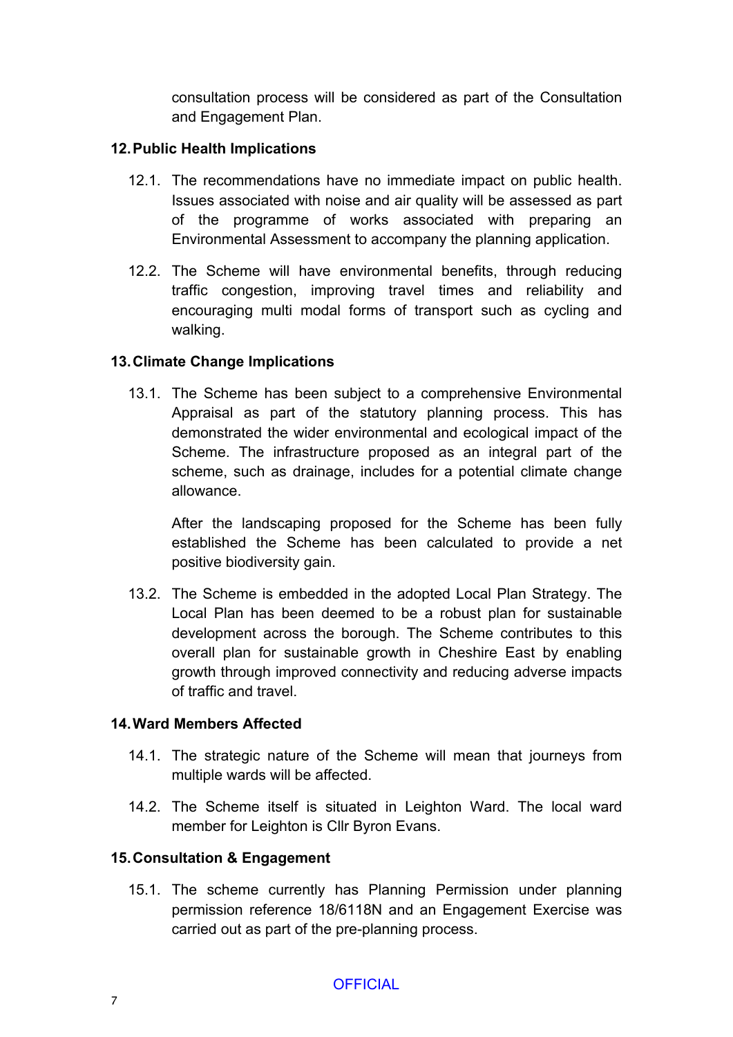consultation process will be considered as part of the Consultation and Engagement Plan.

## 12. Public Health Implications

12.1. The recommendations have no immediate impact on public health. Issues associated with noise and air quality will be assessed as part of the programme of works associated with preparing an Environmental Assessment to accompany the planning application.

12.2. The Scheme will have environmental benefits, through reducing traffic congestion, improving travel times and reliability and encouraging multi modal forms of transport such as cycling and walking.

## 13. Climate Change Implications

13.1. The Scheme has been subject to a comprehensive Environmental Appraisal as part of the statutory planning process. This has demonstrated the wider environmental and ecological impact of the Scheme. The infrastructure proposed as an integral part of the scheme, such as drainage, includes for a potential climate change allowance.

After the landscaping proposed for the Scheme has been fully established the Scheme has been calculated to provide a net positive biodiversity gain.

13.2. The Scheme is embedded in the adopted Local Plan Strategy. The Local Plan has been deemed to be a robust plan for sustainable development across the borough. The Scheme contributes to this overall plan for sustainable growth in Cheshire East by enabling growth through improved connectivity and reducing adverse impacts of traffic and travel.

## 14. Ward Members Affected

14.1. The strategic nature of the Scheme will mean that journeys from multiple wards will be affected.

14.2. The Scheme itself is situated in Leighton Ward. The local ward member for Leighton is Cllr Byron Evans.

## 15. Consultation & Engagement

15.1. The scheme currently has Planning Permission under planning permission reference 18/6118N and an Engagement Exercise was carried out as part of the pre-planning process.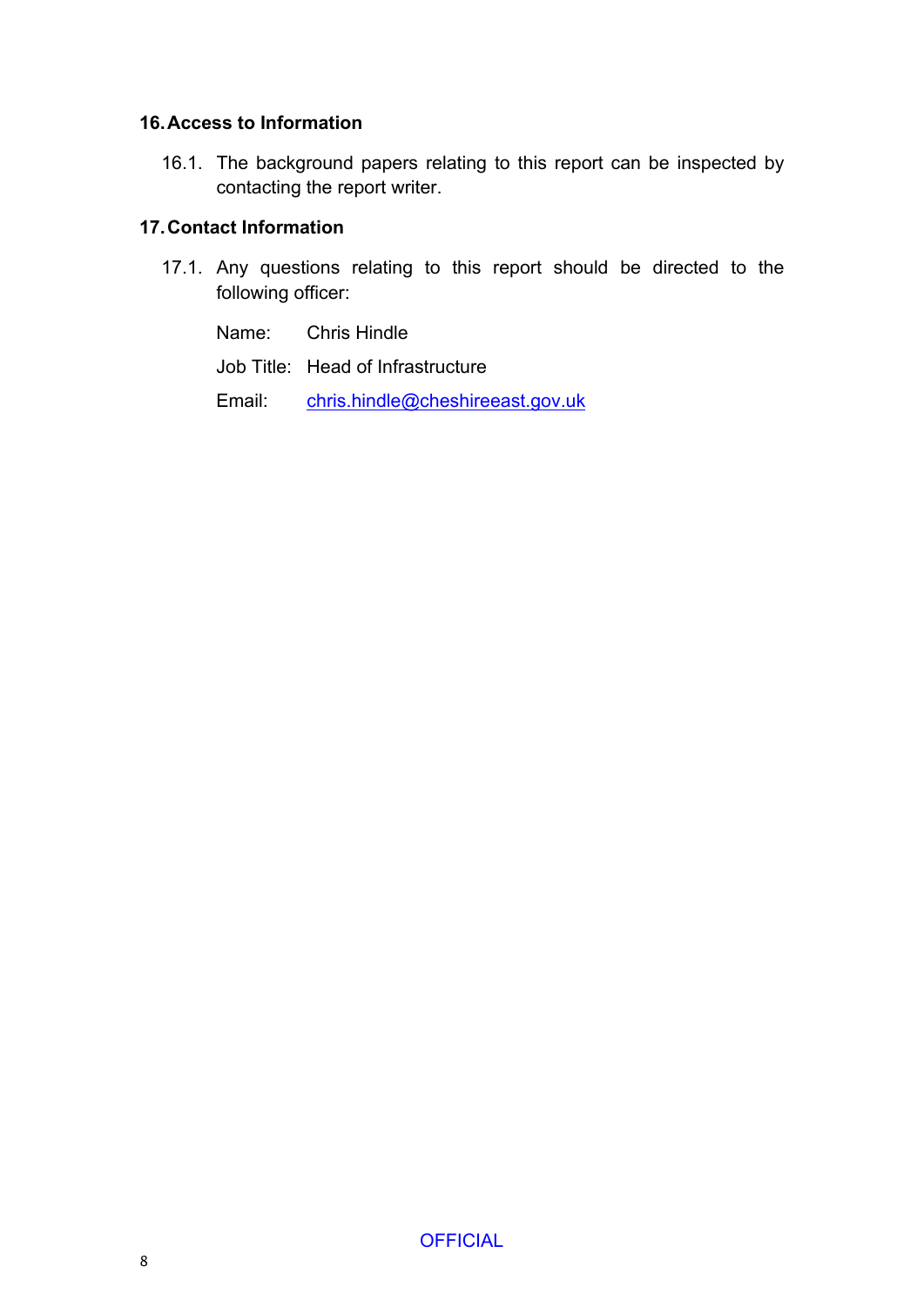## 16. Access to Information

16.1. The background papers relating to this report can be inspected by contacting the report writer.

## 17. Contact Information

17.1. Any questions relating to this report should be directed to the following officer:

Name: Chris Hindle

Job Title: Head of Infrastructure

Email: chris.hindle@cheshireeast.gov.uk

OFFICIAL